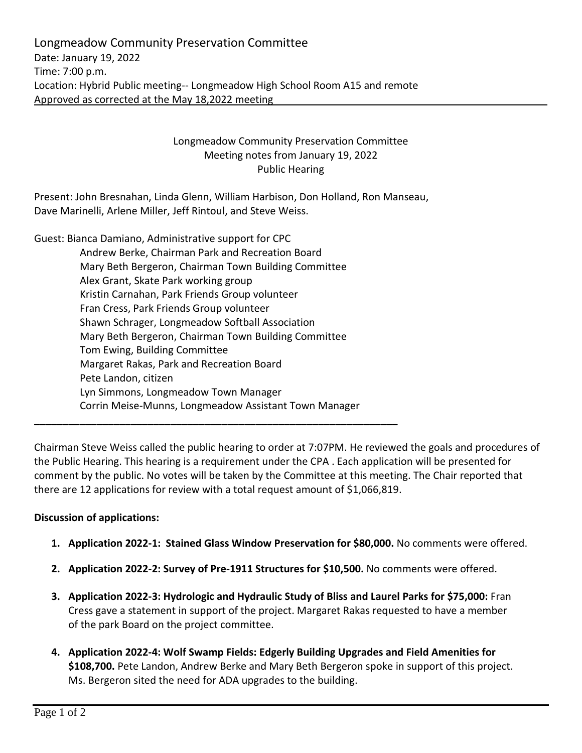Longmeadow Community Preservation Committee
Date: January 19, 2022
Time: 7:00 p.m.
Location: Hybrid Public meeting-- Longmeadow High School Room A15 and remote
Approved as corrected at the May 18,2022 meeting

Longmeadow Community Preservation Committee
Meeting notes from January 19, 2022
Public Hearing

Present: John Bresnahan, Linda Glenn, William Harbison, Don Holland, Ron Manseau, Dave Marinelli, Arlene Miller, Jeff Rintoul, and Steve Weiss.

Guest: Bianca Damiano, Administrative support for CPC
Andrew Berke, Chairman Park and Recreation Board
Mary Beth Bergeron, Chairman Town Building Committee
Alex Grant, Skate Park working group
Kristin Carnahan, Park Friends Group volunteer
Fran Cress, Park Friends Group volunteer
Shawn Schrager, Longmeadow Softball Association
Mary Beth Bergeron, Chairman Town Building Committee
Tom Ewing, Building Committee
Margaret Rakas, Park and Recreation Board
Pete Landon, citizen
Lyn Simmons, Longmeadow Town Manager
Corrin Meise-Munns, Longmeadow Assistant Town Manager

---

Chairman Steve Weiss called the public hearing to order at 7:07PM. He reviewed the goals and procedures of the Public Hearing. This hearing is a requirement under the CPA . Each application will be presented for comment by the public. No votes will be taken by the Committee at this meeting. The Chair reported that there are 12 applications for review with a total request amount of $1,066,819.

**Discussion of applications:**

1. **Application 2022-1: Stained Glass Window Preservation for $80,000.** No comments were offered.
2. **Application 2022-2: Survey of Pre-1911 Structures for $10,500.** No comments were offered.
3. **Application 2022-3: Hydrologic and Hydraulic Study of Bliss and Laurel Parks for $75,000:** Fran Cress gave a statement in support of the project. Margaret Rakas requested to have a member of the park Board on the project committee.
4. **Application 2022-4: Wolf Swamp Fields: Edgerly Building Upgrades and Field Amenities for $108,700.** Pete Landon, Andrew Berke and Mary Beth Bergeron spoke in support of this project. Ms. Bergeron sited the need for ADA upgrades to the building.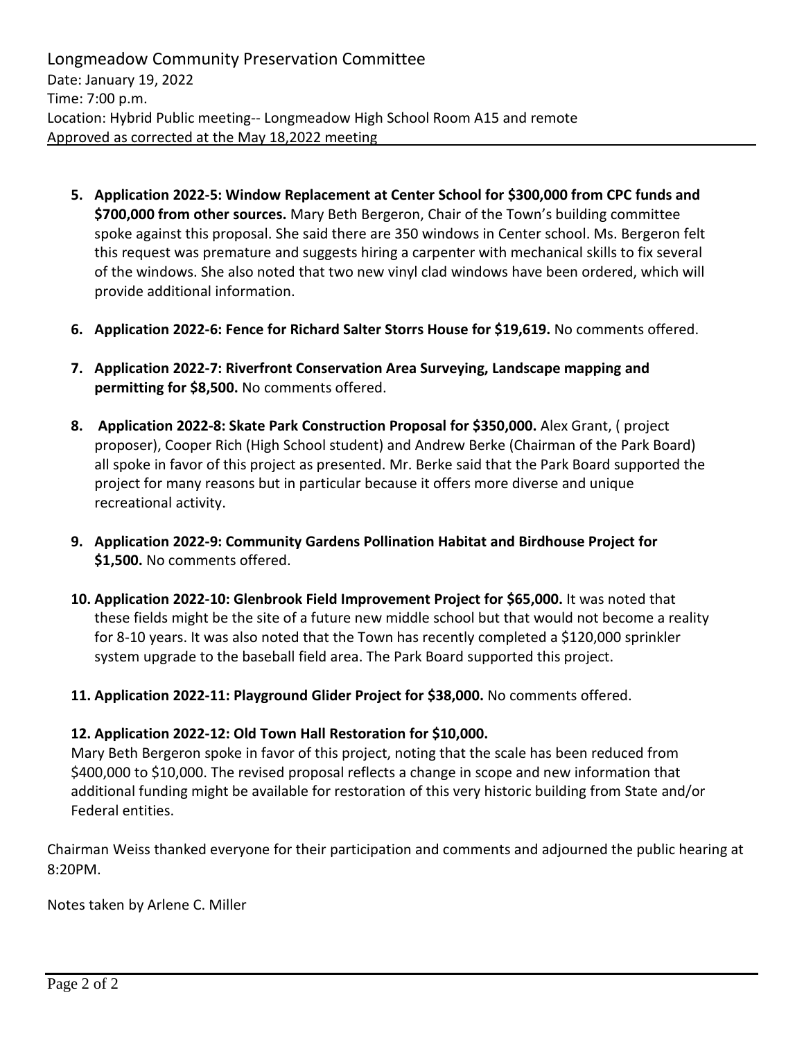Longmeadow Community Preservation Committee
Date: January 19, 2022
Time: 7:00 p.m.
Location: Hybrid Public meeting-- Longmeadow High School Room A15 and remote
Approved as corrected at the May 18,2022 meeting

5. **Application 2022-5: Window Replacement at Center School for $300,000 from CPC funds and $700,000 from other sources.** Mary Beth Bergeron, Chair of the Town's building committee spoke against this proposal. She said there are 350 windows in Center school. Ms. Bergeron felt this request was premature and suggests hiring a carpenter with mechanical skills to fix several of the windows. She also noted that two new vinyl clad windows have been ordered, which will provide additional information.

6. **Application 2022-6: Fence for Richard Salter Storrs House for $19,619.** No comments offered.

7. **Application 2022-7: Riverfront Conservation Area Surveying, Landscape mapping and permitting for $8,500.** No comments offered.

8. **Application 2022-8: Skate Park Construction Proposal for $350,000.** Alex Grant, ( project proposer), Cooper Rich (High School student) and Andrew Berke (Chairman of the Park Board) all spoke in favor of this project as presented. Mr. Berke said that the Park Board supported the project for many reasons but in particular because it offers more diverse and unique recreational activity.

9. **Application 2022-9: Community Gardens Pollination Habitat and Birdhouse Project for $1,500.** No comments offered.

10. **Application 2022-10: Glenbrook Field Improvement Project for $65,000.** It was noted that these fields might be the site of a future new middle school but that would not become a reality for 8-10 years. It was also noted that the Town has recently completed a $120,000 sprinkler system upgrade to the baseball field area. The Park Board supported this project.

11. **Application 2022-11: Playground Glider Project for $38,000.** No comments offered.

12. **Application 2022-12: Old Town Hall Restoration for $10,000.**
Mary Beth Bergeron spoke in favor of this project, noting that the scale has been reduced from $400,000 to $10,000. The revised proposal reflects a change in scope and new information that additional funding might be available for restoration of this very historic building from State and/or Federal entities.

Chairman Weiss thanked everyone for their participation and comments and adjourned the public hearing at 8:20PM.

Notes taken by Arlene C. Miller